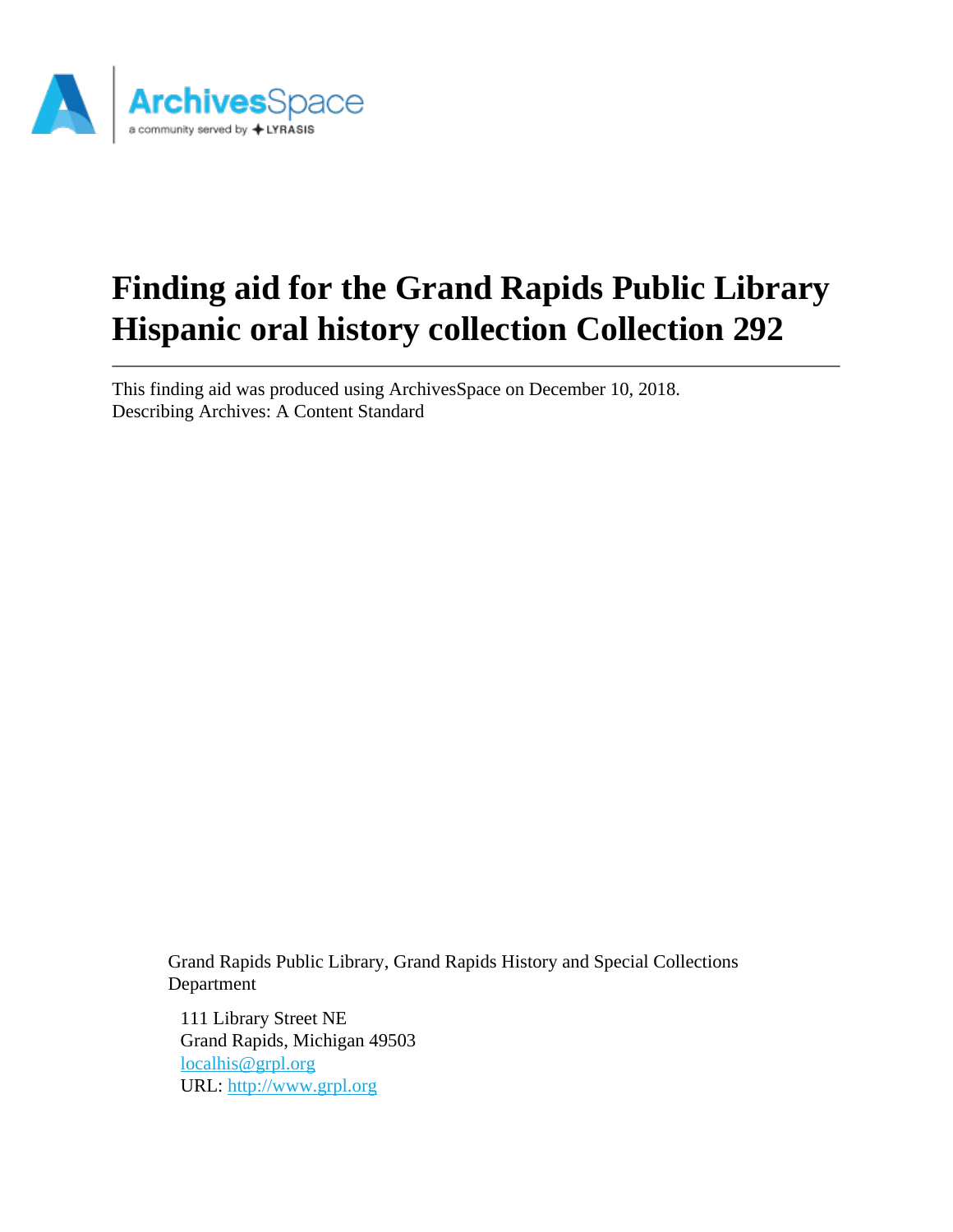# Finding aid for the Grand Rapids Public Library Hispanic oral history collection Collection 292

This finding aid was produced using ArchivesSpace on December 10, 2018.
Describing Archives: A Content Standard

Grand Rapids Public Library, Grand Rapids History and Special Collections Department

111 Library Street NE
Grand Rapids, Michigan 49503
localhis@grpl.org
URL: http://www.grpl.org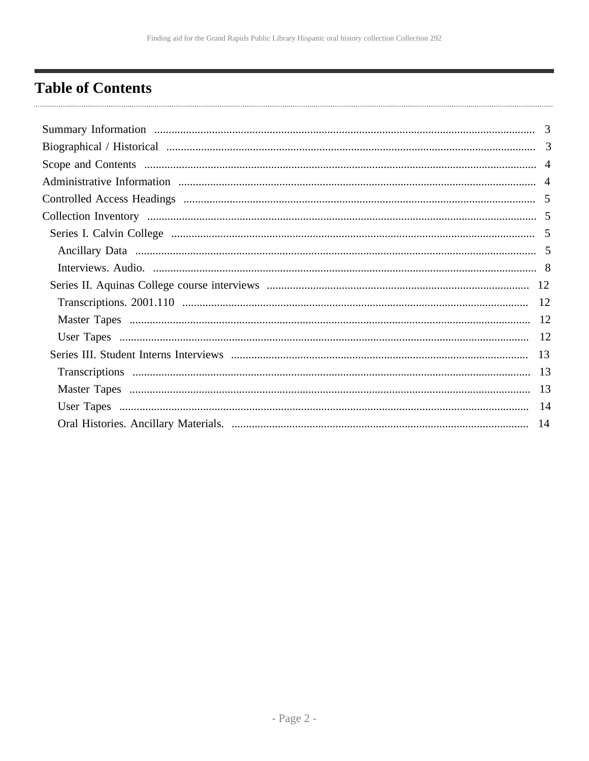# Table of Contents

- Summary Information ... 3
- Biographical / Historical ... 3
- Scope and Contents ... 4
- Administrative Information ... 4
- Controlled Access Headings ... 5
- Collection Inventory ... 5
  - Series I. Calvin College ... 5
    - Ancillary Data ... 5
    - Interviews. Audio. ... 8
  - Series II. Aquinas College course interviews ... 12
    - Transcriptions. 2001.110 ... 12
    - Master Tapes ... 12
    - User Tapes ... 12
  - Series III. Student Interns Interviews ... 13
    - Transcriptions ... 13
    - Master Tapes ... 13
    - User Tapes ... 14
    - Oral Histories. Ancillary Materials. ... 14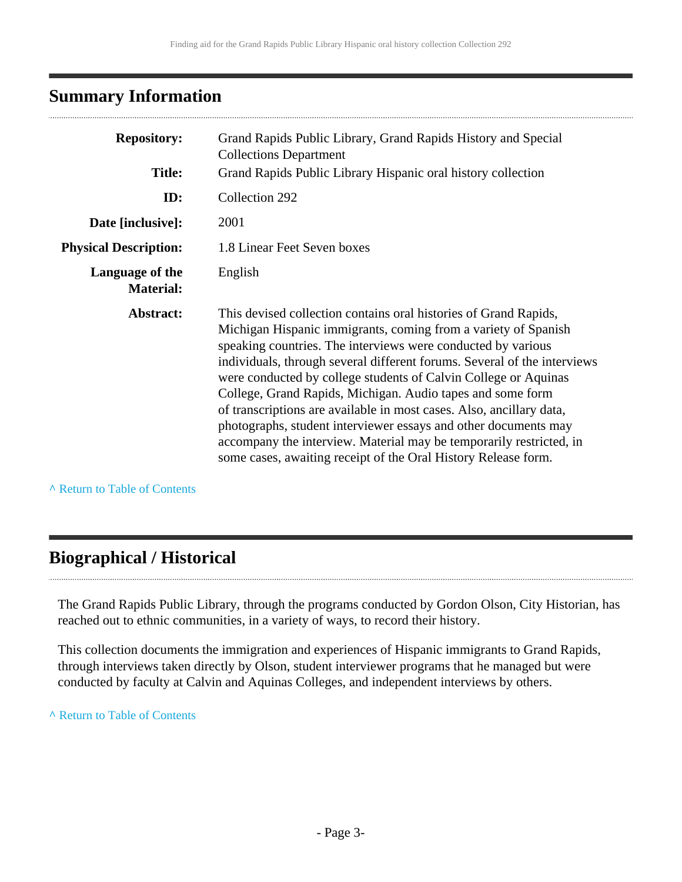## Summary Information

| | |
|---|---|
| **Repository:** | Grand Rapids Public Library, Grand Rapids History and Special Collections Department |
| **Title:** | Grand Rapids Public Library Hispanic oral history collection |
| **ID:** | Collection 292 |
| **Date [inclusive]:** | 2001 |
| **Physical Description:** | 1.8 Linear Feet Seven boxes |
| **Language of the Material:** | English |
| **Abstract:** | This devised collection contains oral histories of Grand Rapids, Michigan Hispanic immigrants, coming from a variety of Spanish speaking countries. The interviews were conducted by various individuals, through several different forums. Several of the interviews were conducted by college students of Calvin College or Aquinas College, Grand Rapids, Michigan. Audio tapes and some form of transcriptions are available in most cases. Also, ancillary data, photographs, student interviewer essays and other documents may accompany the interview. Material may be temporarily restricted, in some cases, awaiting receipt of the Oral History Release form. |

^ Return to Table of Contents

## Biographical / Historical

The Grand Rapids Public Library, through the programs conducted by Gordon Olson, City Historian, has reached out to ethnic communities, in a variety of ways, to record their history.

This collection documents the immigration and experiences of Hispanic immigrants to Grand Rapids, through interviews taken directly by Olson, student interviewer programs that he managed but were conducted by faculty at Calvin and Aquinas Colleges, and independent interviews by others.

^ Return to Table of Contents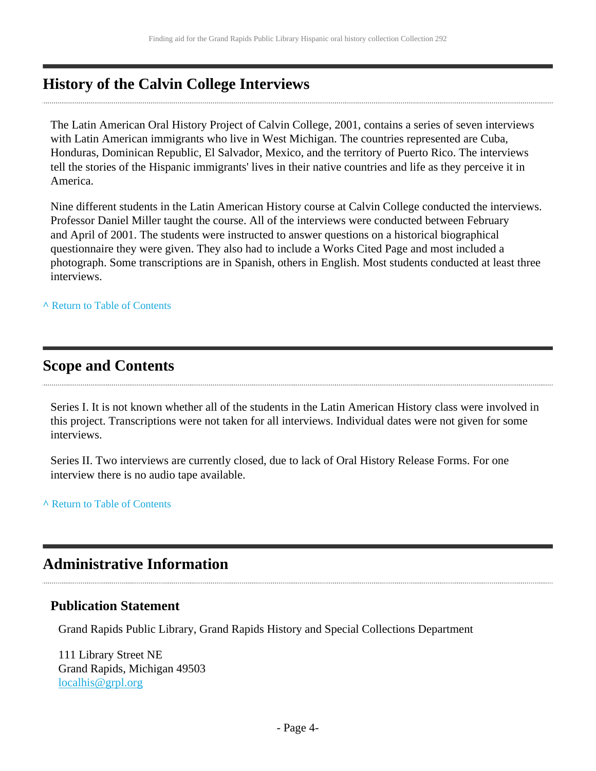## History of the Calvin College Interviews

The Latin American Oral History Project of Calvin College, 2001, contains a series of seven interviews with Latin American immigrants who live in West Michigan. The countries represented are Cuba, Honduras, Dominican Republic, El Salvador, Mexico, and the territory of Puerto Rico. The interviews tell the stories of the Hispanic immigrants' lives in their native countries and life as they perceive it in America.

Nine different students in the Latin American History course at Calvin College conducted the interviews. Professor Daniel Miller taught the course. All of the interviews were conducted between February and April of 2001. The students were instructed to answer questions on a historical biographical questionnaire they were given. They also had to include a Works Cited Page and most included a photograph. Some transcriptions are in Spanish, others in English. Most students conducted at least three interviews.

^ Return to Table of Contents

## Scope and Contents

Series I. It is not known whether all of the students in the Latin American History class were involved in this project. Transcriptions were not taken for all interviews. Individual dates were not given for some interviews.

Series II. Two interviews are currently closed, due to lack of Oral History Release Forms. For one interview there is no audio tape available.

^ Return to Table of Contents

## Administrative Information

### Publication Statement

Grand Rapids Public Library, Grand Rapids History and Special Collections Department

111 Library Street NE
Grand Rapids, Michigan 49503
localhis@grpl.org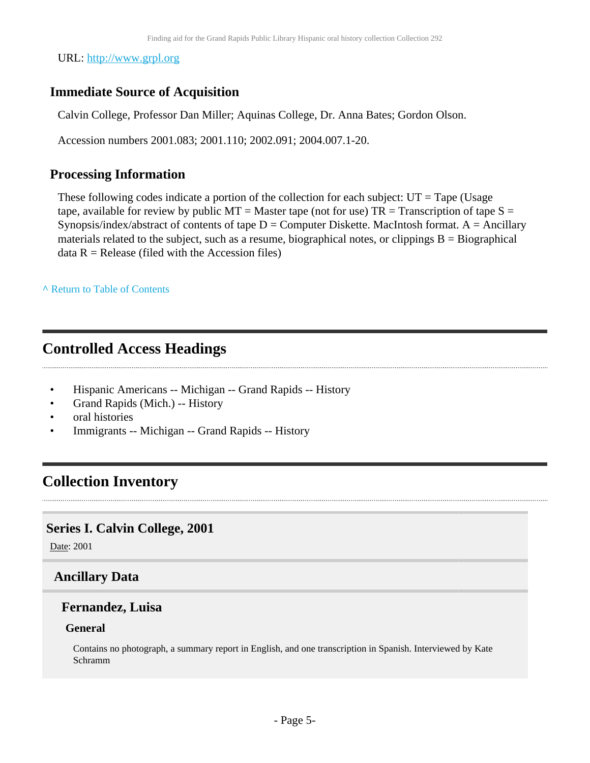URL: http://www.grpl.org

### Immediate Source of Acquisition

Calvin College, Professor Dan Miller; Aquinas College, Dr. Anna Bates; Gordon Olson.

Accession numbers 2001.083; 2001.110; 2002.091; 2004.007.1-20.

### Processing Information

These following codes indicate a portion of the collection for each subject: UT = Tape (Usage tape, available for review by public MT = Master tape (not for use) TR = Transcription of tape S = Synopsis/index/abstract of contents of tape D = Computer Diskette. MacIntosh format. A = Ancillary materials related to the subject, such as a resume, biographical notes, or clippings B = Biographical data R = Release (filed with the Accession files)

^ Return to Table of Contents

## Controlled Access Headings

- Hispanic Americans -- Michigan -- Grand Rapids -- History
- Grand Rapids (Mich.) -- History
- oral histories
- Immigrants -- Michigan -- Grand Rapids -- History

## Collection Inventory

### Series I. Calvin College, 2001

Date: 2001

### Ancillary Data

### Fernandez, Luisa

#### General

Contains no photograph, a summary report in English, and one transcription in Spanish. Interviewed by Kate Schramm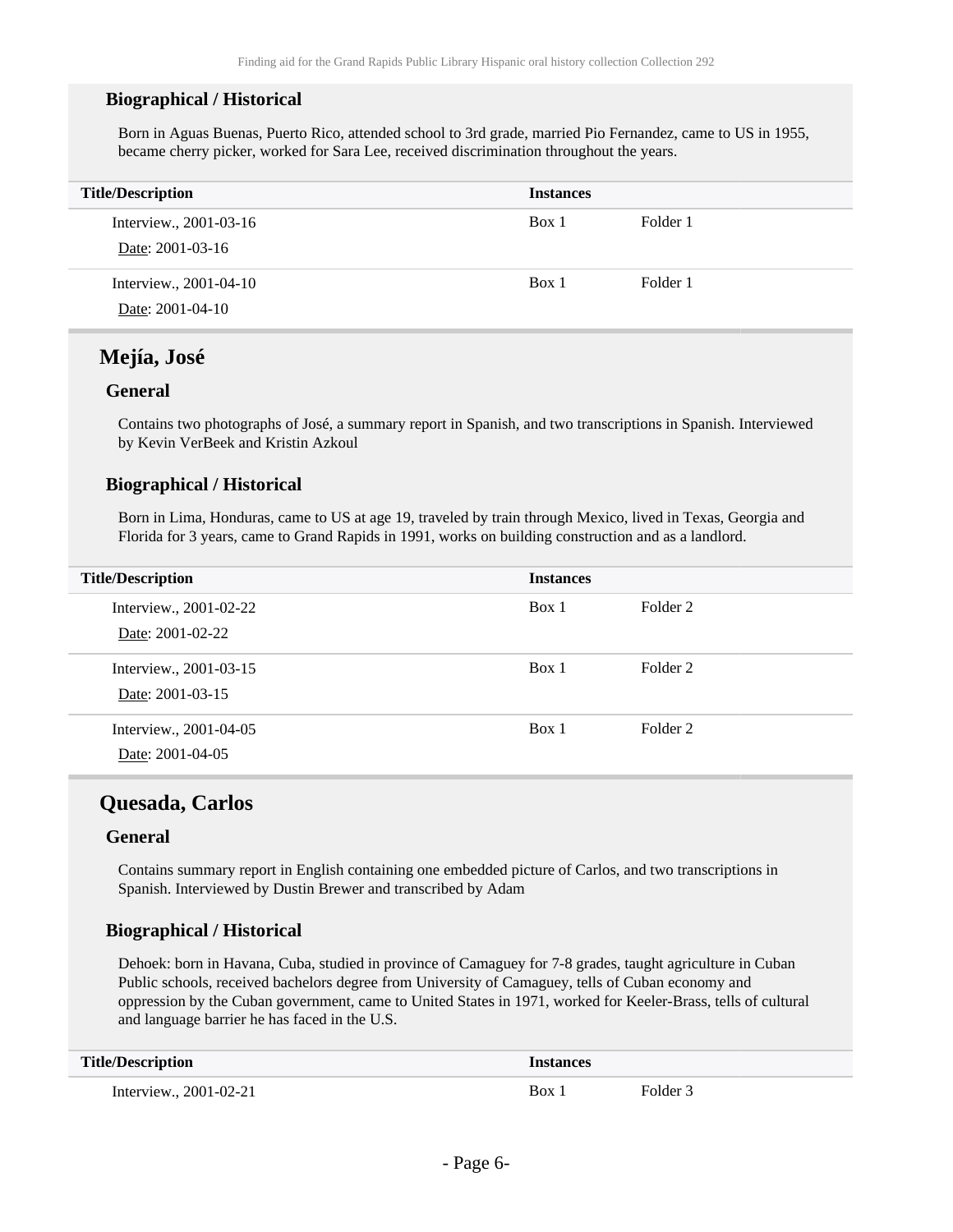### Biographical / Historical

Born in Aguas Buenas, Puerto Rico, attended school to 3rd grade, married Pio Fernandez, came to US in 1955, became cherry picker, worked for Sara Lee, received discrimination throughout the years.

| Title/Description | Instances | |
|---|---|---|
| Interview., 2001-03-16<br>Date: 2001-03-16 | Box 1 | Folder 1 |
| Interview., 2001-04-10<br>Date: 2001-04-10 | Box 1 | Folder 1 |

## Mejía, José

### General

Contains two photographs of José, a summary report in Spanish, and two transcriptions in Spanish. Interviewed by Kevin VerBeek and Kristin Azkoul

### Biographical / Historical

Born in Lima, Honduras, came to US at age 19, traveled by train through Mexico, lived in Texas, Georgia and Florida for 3 years, came to Grand Rapids in 1991, works on building construction and as a landlord.

| Title/Description | Instances | |
|---|---|---|
| Interview., 2001-02-22<br>Date: 2001-02-22 | Box 1 | Folder 2 |
| Interview., 2001-03-15<br>Date: 2001-03-15 | Box 1 | Folder 2 |
| Interview., 2001-04-05<br>Date: 2001-04-05 | Box 1 | Folder 2 |

## Quesada, Carlos

### General

Contains summary report in English containing one embedded picture of Carlos, and two transcriptions in Spanish. Interviewed by Dustin Brewer and transcribed by Adam

### Biographical / Historical

Dehoek: born in Havana, Cuba, studied in province of Camaguey for 7-8 grades, taught agriculture in Cuban Public schools, received bachelors degree from University of Camaguey, tells of Cuban economy and oppression by the Cuban government, came to United States in 1971, worked for Keeler-Brass, tells of cultural and language barrier he has faced in the U.S.

| Title/Description | Instances | |
|---|---|---|
| Interview., 2001-02-21 | Box 1 | Folder 3 |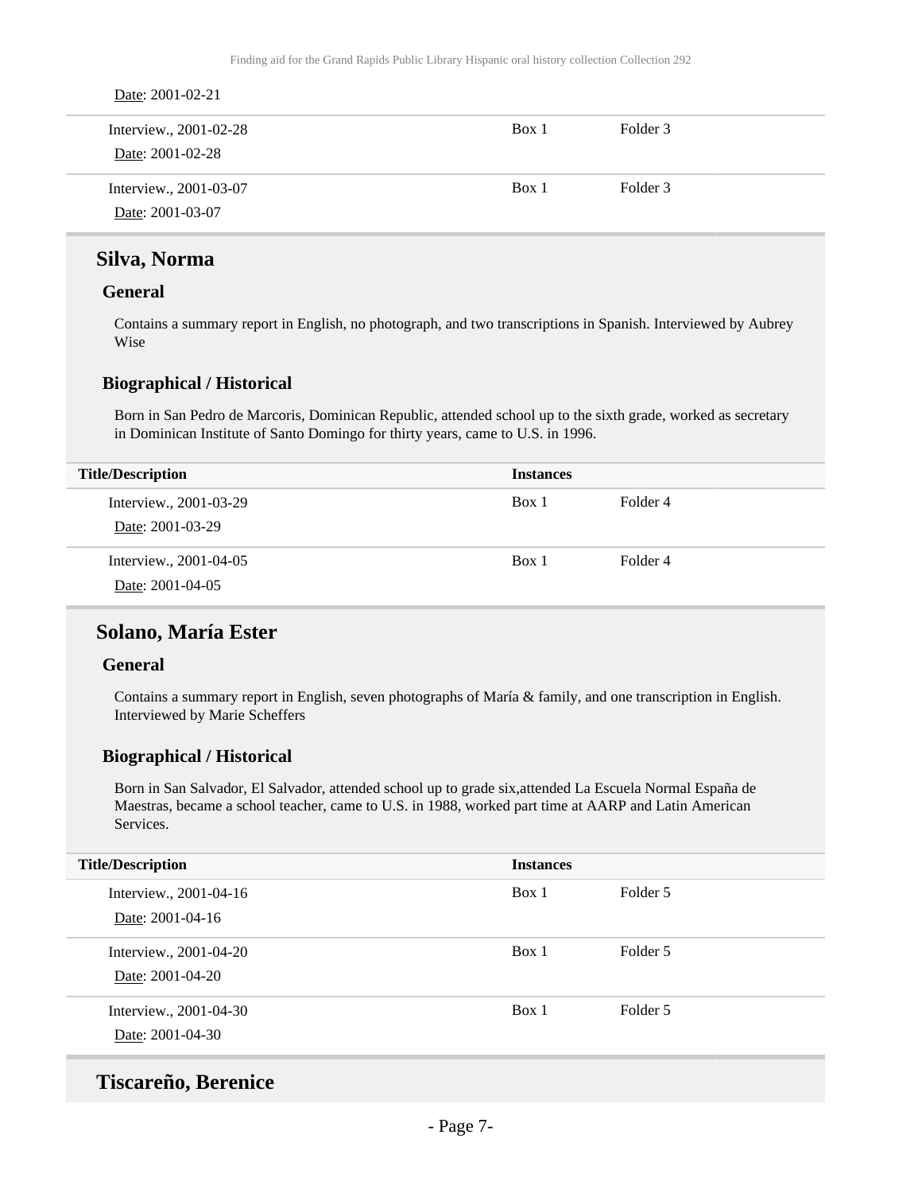Date: 2001-02-21

| Title/Description | Instances | |
|---|---|---|
| Interview., 2001-02-28<br>Date: 2001-02-28 | Box 1 | Folder 3 |
| Interview., 2001-03-07<br>Date: 2001-03-07 | Box 1 | Folder 3 |

## Silva, Norma

### General

Contains a summary report in English, no photograph, and two transcriptions in Spanish. Interviewed by Aubrey Wise

### Biographical / Historical

Born in San Pedro de Marcoris, Dominican Republic, attended school up to the sixth grade, worked as secretary in Dominican Institute of Santo Domingo for thirty years, came to U.S. in 1996.

| Title/Description | Instances | |
|---|---|---|
| Interview., 2001-03-29<br>Date: 2001-03-29 | Box 1 | Folder 4 |
| Interview., 2001-04-05<br>Date: 2001-04-05 | Box 1 | Folder 4 |

## Solano, María Ester

### General

Contains a summary report in English, seven photographs of María & family, and one transcription in English. Interviewed by Marie Scheffers

### Biographical / Historical

Born in San Salvador, El Salvador, attended school up to grade six,attended La Escuela Normal España de Maestras, became a school teacher, came to U.S. in 1988, worked part time at AARP and Latin American Services.

| Title/Description | Instances | |
|---|---|---|
| Interview., 2001-04-16<br>Date: 2001-04-16 | Box 1 | Folder 5 |
| Interview., 2001-04-20<br>Date: 2001-04-20 | Box 1 | Folder 5 |
| Interview., 2001-04-30<br>Date: 2001-04-30 | Box 1 | Folder 5 |

## Tiscareño, Berenice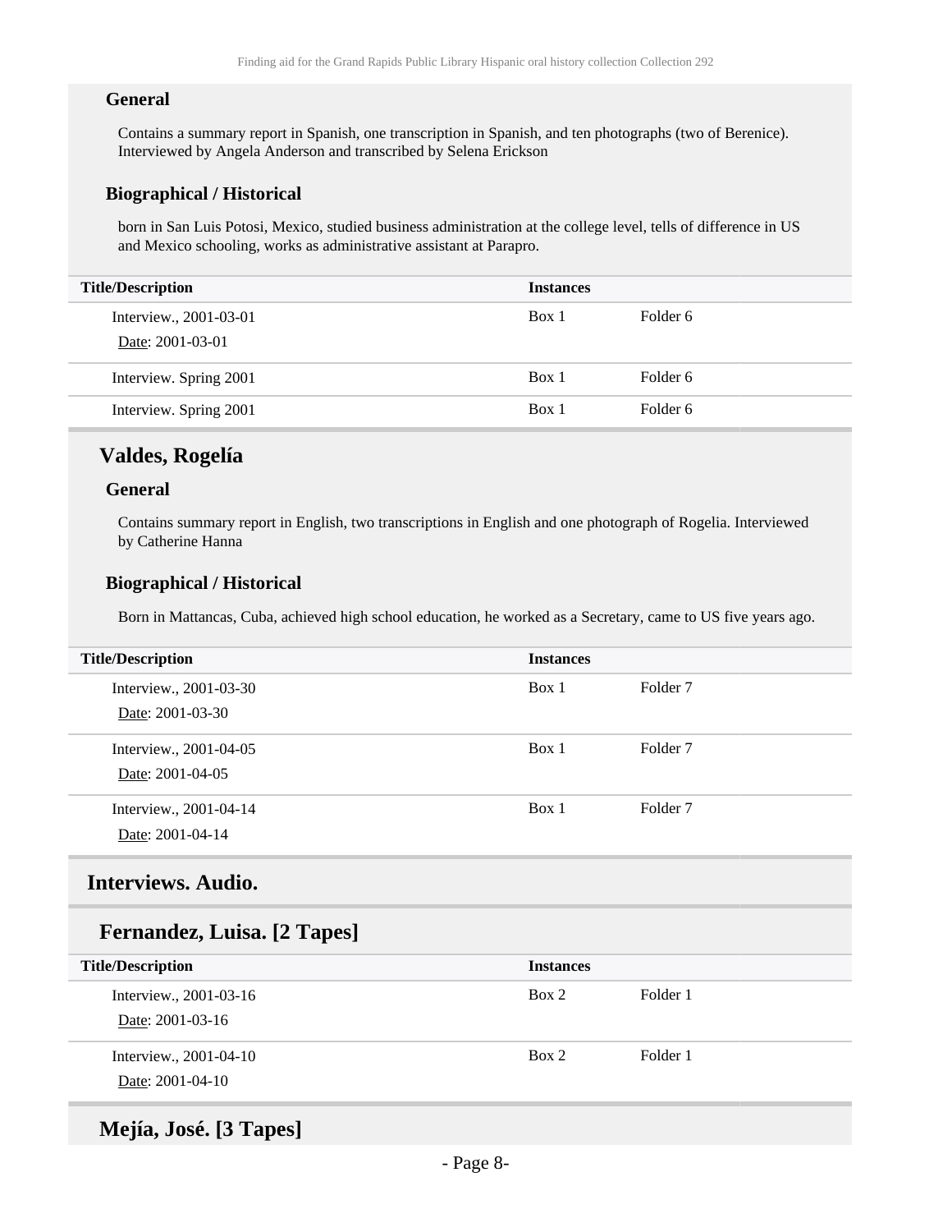#### General

Contains a summary report in Spanish, one transcription in Spanish, and ten photographs (two of Berenice). Interviewed by Angela Anderson and transcribed by Selena Erickson

#### Biographical / Historical

born in San Luis Potosi, Mexico, studied business administration at the college level, tells of difference in US and Mexico schooling, works as administrative assistant at Parapro.

| Title/Description | Instances | |
|---|---|---|
| Interview., 2001-03-01<br>Date: 2001-03-01 | Box 1 | Folder 6 |
| Interview. Spring 2001 | Box 1 | Folder 6 |
| Interview. Spring 2001 | Box 1 | Folder 6 |

### Valdes, Rogelía

#### General

Contains summary report in English, two transcriptions in English and one photograph of Rogelia. Interviewed by Catherine Hanna

#### Biographical / Historical

Born in Mattancas, Cuba, achieved high school education, he worked as a Secretary, came to US five years ago.

| Title/Description | Instances | |
|---|---|---|
| Interview., 2001-03-30<br>Date: 2001-03-30 | Box 1 | Folder 7 |
| Interview., 2001-04-05<br>Date: 2001-04-05 | Box 1 | Folder 7 |
| Interview., 2001-04-14<br>Date: 2001-04-14 | Box 1 | Folder 7 |

## Interviews. Audio.

### Fernandez, Luisa. [2 Tapes]

| Title/Description | Instances | |
|---|---|---|
| Interview., 2001-03-16<br>Date: 2001-03-16 | Box 2 | Folder 1 |
| Interview., 2001-04-10<br>Date: 2001-04-10 | Box 2 | Folder 1 |

### Mejía, José. [3 Tapes]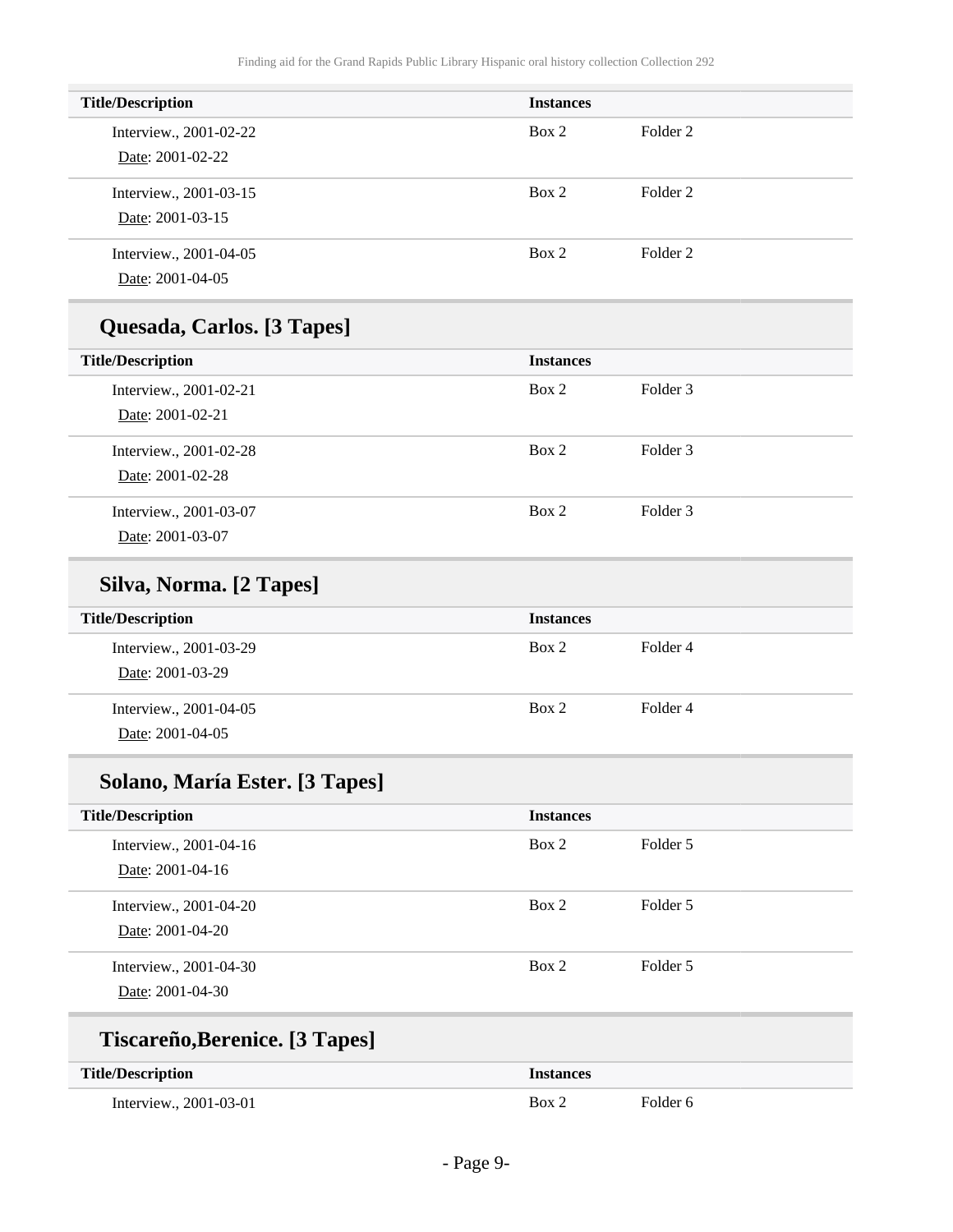| Title/Description | Instances | |
|---|---|---|
| Interview., 2001-02-22<br>Date: 2001-02-22 | Box 2 | Folder 2 |
| Interview., 2001-03-15<br>Date: 2001-03-15 | Box 2 | Folder 2 |
| Interview., 2001-04-05<br>Date: 2001-04-05 | Box 2 | Folder 2 |

## Quesada, Carlos. [3 Tapes]

| Title/Description | Instances | |
|---|---|---|
| Interview., 2001-02-21<br>Date: 2001-02-21 | Box 2 | Folder 3 |
| Interview., 2001-02-28<br>Date: 2001-02-28 | Box 2 | Folder 3 |
| Interview., 2001-03-07<br>Date: 2001-03-07 | Box 2 | Folder 3 |

## Silva, Norma. [2 Tapes]

| Title/Description | Instances | |
|---|---|---|
| Interview., 2001-03-29<br>Date: 2001-03-29 | Box 2 | Folder 4 |
| Interview., 2001-04-05<br>Date: 2001-04-05 | Box 2 | Folder 4 |

## Solano, María Ester. [3 Tapes]

| Title/Description | Instances | |
|---|---|---|
| Interview., 2001-04-16<br>Date: 2001-04-16 | Box 2 | Folder 5 |
| Interview., 2001-04-20<br>Date: 2001-04-20 | Box 2 | Folder 5 |
| Interview., 2001-04-30<br>Date: 2001-04-30 | Box 2 | Folder 5 |

## Tiscareño,Berenice. [3 Tapes]

| Title/Description | Instances | |
|---|---|---|
| Interview., 2001-03-01 | Box 2 | Folder 6 |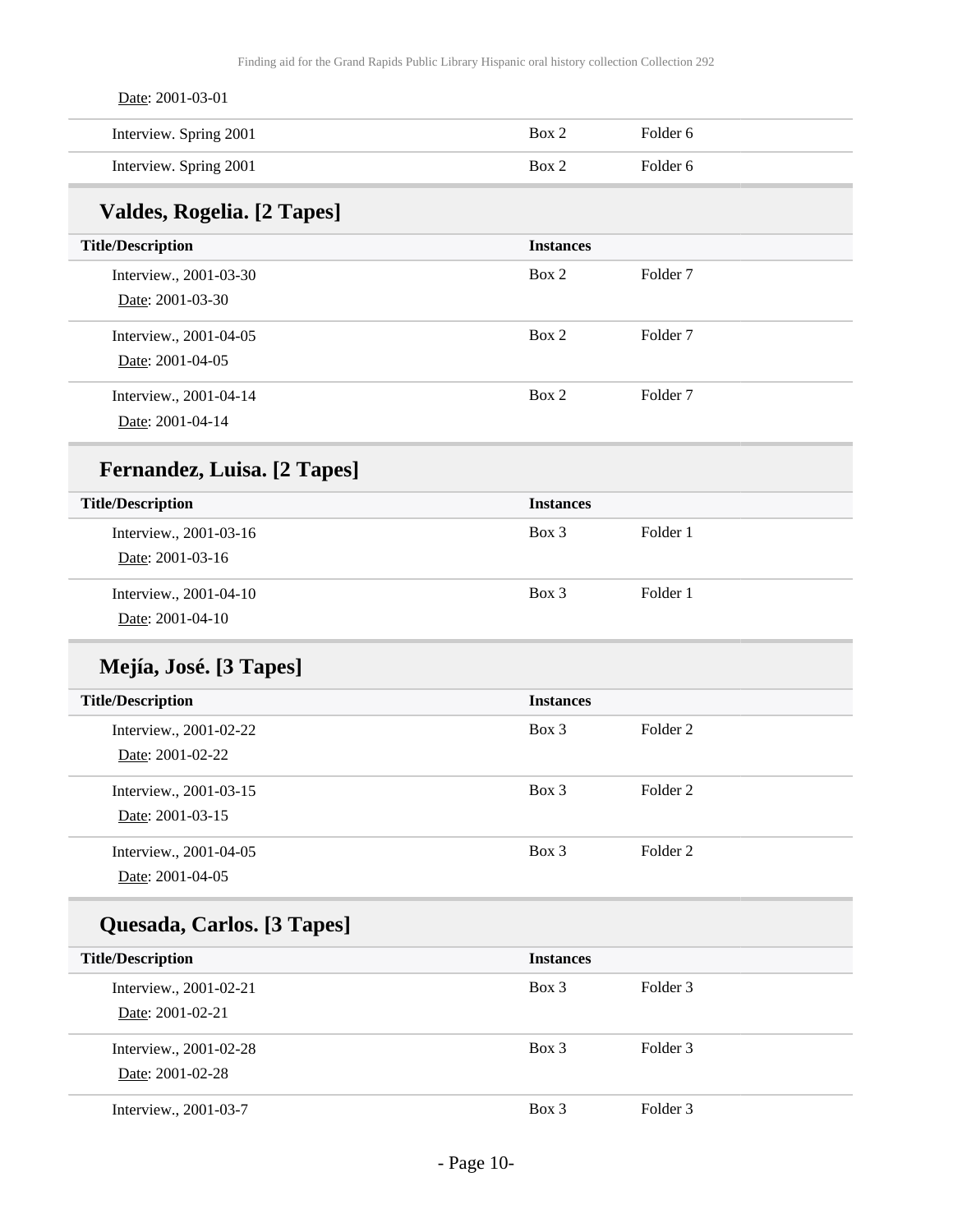Date: 2001-03-01

| | | |
|---|---|---|
| Interview. Spring 2001 | Box 2 | Folder 6 |
| Interview. Spring 2001 | Box 2 | Folder 6 |

## Valdes, Rogelia. [2 Tapes]

| Title/Description | Instances | |
|---|---|---|
| Interview., 2001-03-30<br>Date: 2001-03-30 | Box 2 | Folder 7 |
| Interview., 2001-04-05<br>Date: 2001-04-05 | Box 2 | Folder 7 |
| Interview., 2001-04-14<br>Date: 2001-04-14 | Box 2 | Folder 7 |

## Fernandez, Luisa. [2 Tapes]

| Title/Description | Instances | |
|---|---|---|
| Interview., 2001-03-16<br>Date: 2001-03-16 | Box 3 | Folder 1 |
| Interview., 2001-04-10<br>Date: 2001-04-10 | Box 3 | Folder 1 |

## Mejía, José. [3 Tapes]

| Title/Description | Instances | |
|---|---|---|
| Interview., 2001-02-22<br>Date: 2001-02-22 | Box 3 | Folder 2 |
| Interview., 2001-03-15<br>Date: 2001-03-15 | Box 3 | Folder 2 |
| Interview., 2001-04-05<br>Date: 2001-04-05 | Box 3 | Folder 2 |

## Quesada, Carlos. [3 Tapes]

| Title/Description | Instances | |
|---|---|---|
| Interview., 2001-02-21<br>Date: 2001-02-21 | Box 3 | Folder 3 |
| Interview., 2001-02-28<br>Date: 2001-02-28 | Box 3 | Folder 3 |
| Interview., 2001-03-7 | Box 3 | Folder 3 |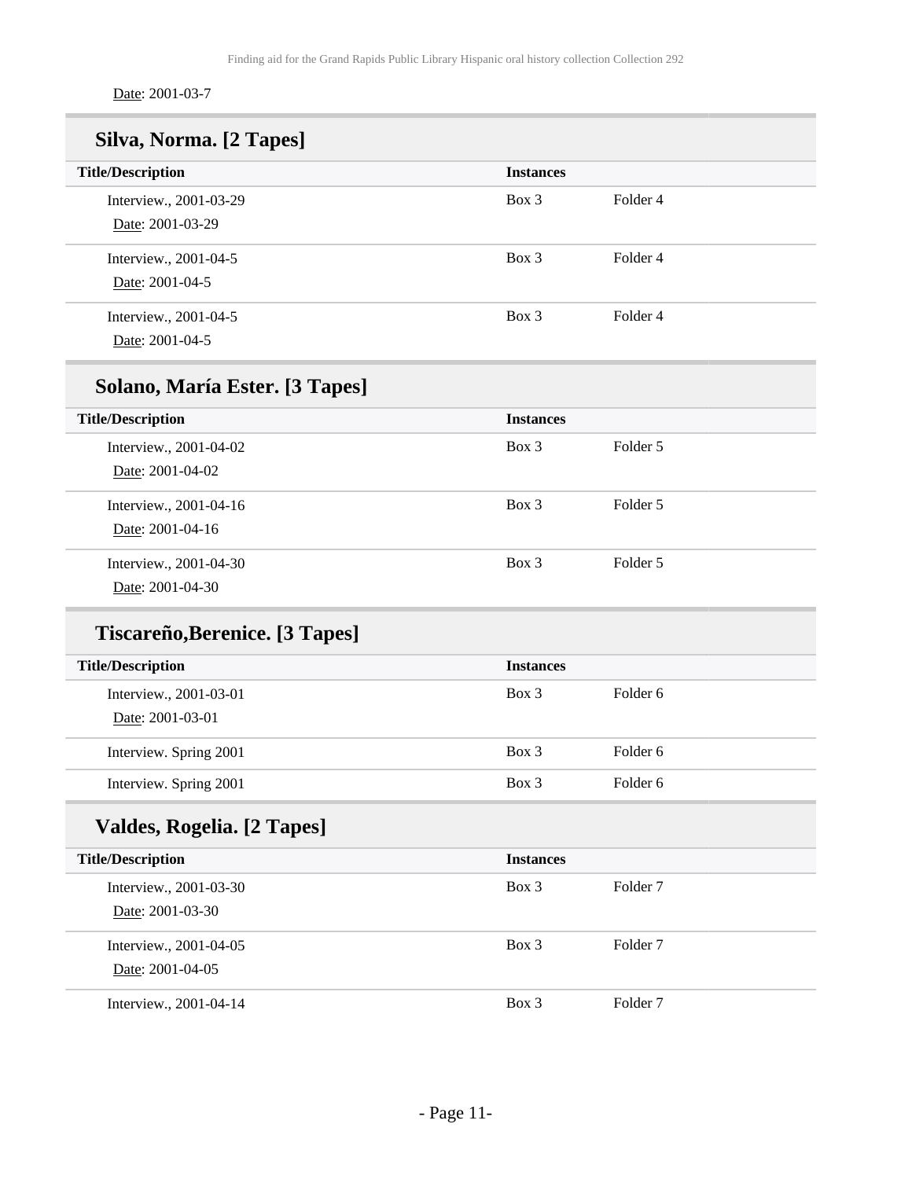Date: 2001-03-7

## Silva, Norma. [2 Tapes]

| Title/Description | Instances | |
|---|---|---|
| Interview., 2001-03-29<br>Date: 2001-03-29 | Box 3 | Folder 4 |
| Interview., 2001-04-5<br>Date: 2001-04-5 | Box 3 | Folder 4 |
| Interview., 2001-04-5<br>Date: 2001-04-5 | Box 3 | Folder 4 |

## Solano, María Ester. [3 Tapes]

| Title/Description | Instances | |
|---|---|---|
| Interview., 2001-04-02<br>Date: 2001-04-02 | Box 3 | Folder 5 |
| Interview., 2001-04-16<br>Date: 2001-04-16 | Box 3 | Folder 5 |
| Interview., 2001-04-30<br>Date: 2001-04-30 | Box 3 | Folder 5 |

## Tiscareño,Berenice. [3 Tapes]

| Title/Description | Instances | |
|---|---|---|
| Interview., 2001-03-01<br>Date: 2001-03-01 | Box 3 | Folder 6 |
| Interview. Spring 2001 | Box 3 | Folder 6 |
| Interview. Spring 2001 | Box 3 | Folder 6 |

## Valdes, Rogelia. [2 Tapes]

| Title/Description | Instances | |
|---|---|---|
| Interview., 2001-03-30<br>Date: 2001-03-30 | Box 3 | Folder 7 |
| Interview., 2001-04-05<br>Date: 2001-04-05 | Box 3 | Folder 7 |
| Interview., 2001-04-14 | Box 3 | Folder 7 |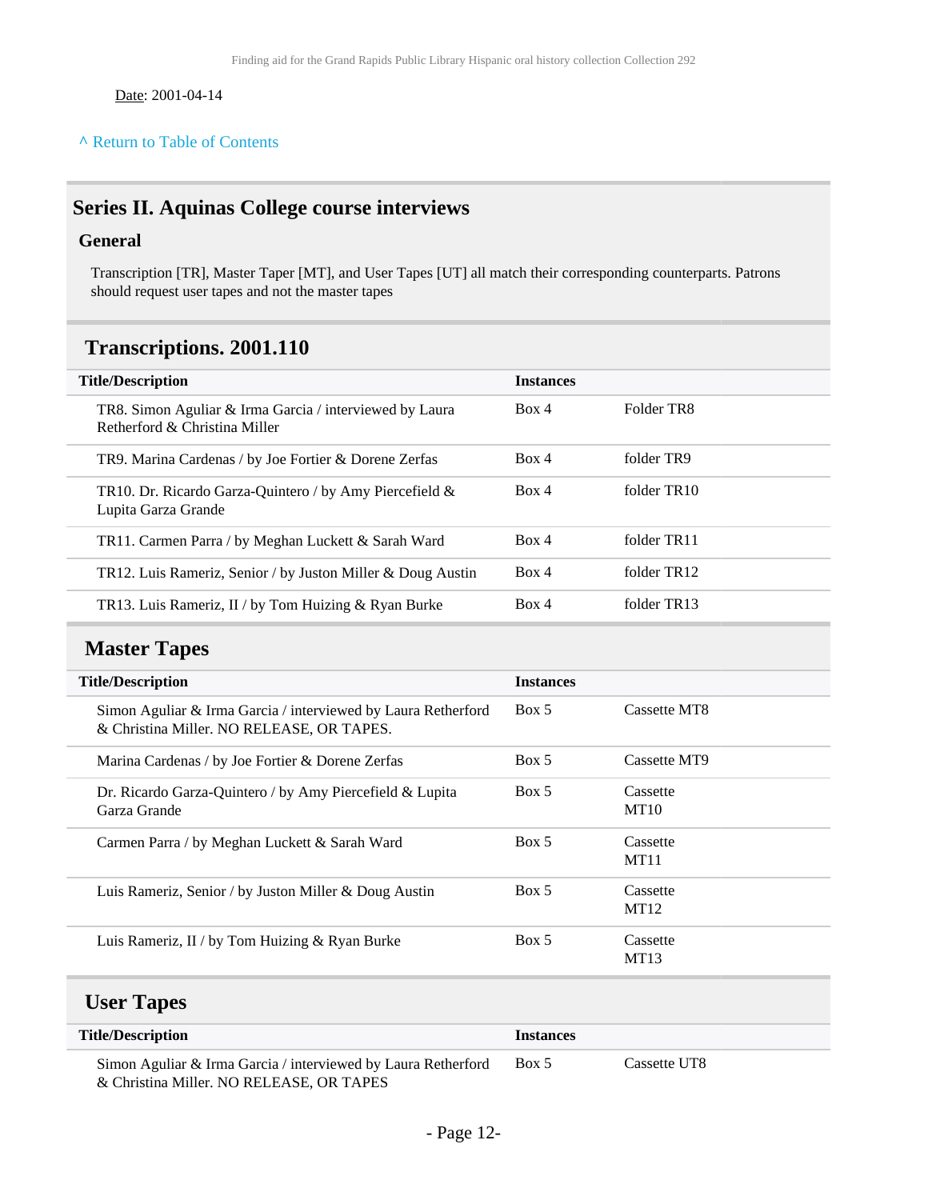Date: 2001-04-14

^ Return to Table of Contents

## Series II. Aquinas College course interviews

### General

Transcription [TR], Master Taper [MT], and User Tapes [UT] all match their corresponding counterparts. Patrons should request user tapes and not the master tapes

### Transcriptions. 2001.110

| Title/Description | Instances | |
|---|---|---|
| TR8. Simon Aguliar & Irma Garcia / interviewed by Laura Retherford & Christina Miller | Box 4 | Folder TR8 |
| TR9. Marina Cardenas / by Joe Fortier & Dorene Zerfas | Box 4 | folder TR9 |
| TR10. Dr. Ricardo Garza-Quintero / by Amy Piercefield & Lupita Garza Grande | Box 4 | folder TR10 |
| TR11. Carmen Parra / by Meghan Luckett & Sarah Ward | Box 4 | folder TR11 |
| TR12. Luis Rameriz, Senior / by Juston Miller & Doug Austin | Box 4 | folder TR12 |
| TR13. Luis Rameriz, II / by Tom Huizing & Ryan Burke | Box 4 | folder TR13 |

### Master Tapes

| Title/Description | Instances | |
|---|---|---|
| Simon Aguliar & Irma Garcia / interviewed by Laura Retherford & Christina Miller. NO RELEASE, OR TAPES. | Box 5 | Cassette MT8 |
| Marina Cardenas / by Joe Fortier & Dorene Zerfas | Box 5 | Cassette MT9 |
| Dr. Ricardo Garza-Quintero / by Amy Piercefield & Lupita Garza Grande | Box 5 | Cassette MT10 |
| Carmen Parra / by Meghan Luckett & Sarah Ward | Box 5 | Cassette MT11 |
| Luis Rameriz, Senior / by Juston Miller & Doug Austin | Box 5 | Cassette MT12 |
| Luis Rameriz, II / by Tom Huizing & Ryan Burke | Box 5 | Cassette MT13 |

### User Tapes

| Title/Description | Instances | |
|---|---|---|
| Simon Aguliar & Irma Garcia / interviewed by Laura Retherford & Christina Miller. NO RELEASE, OR TAPES | Box 5 | Cassette UT8 |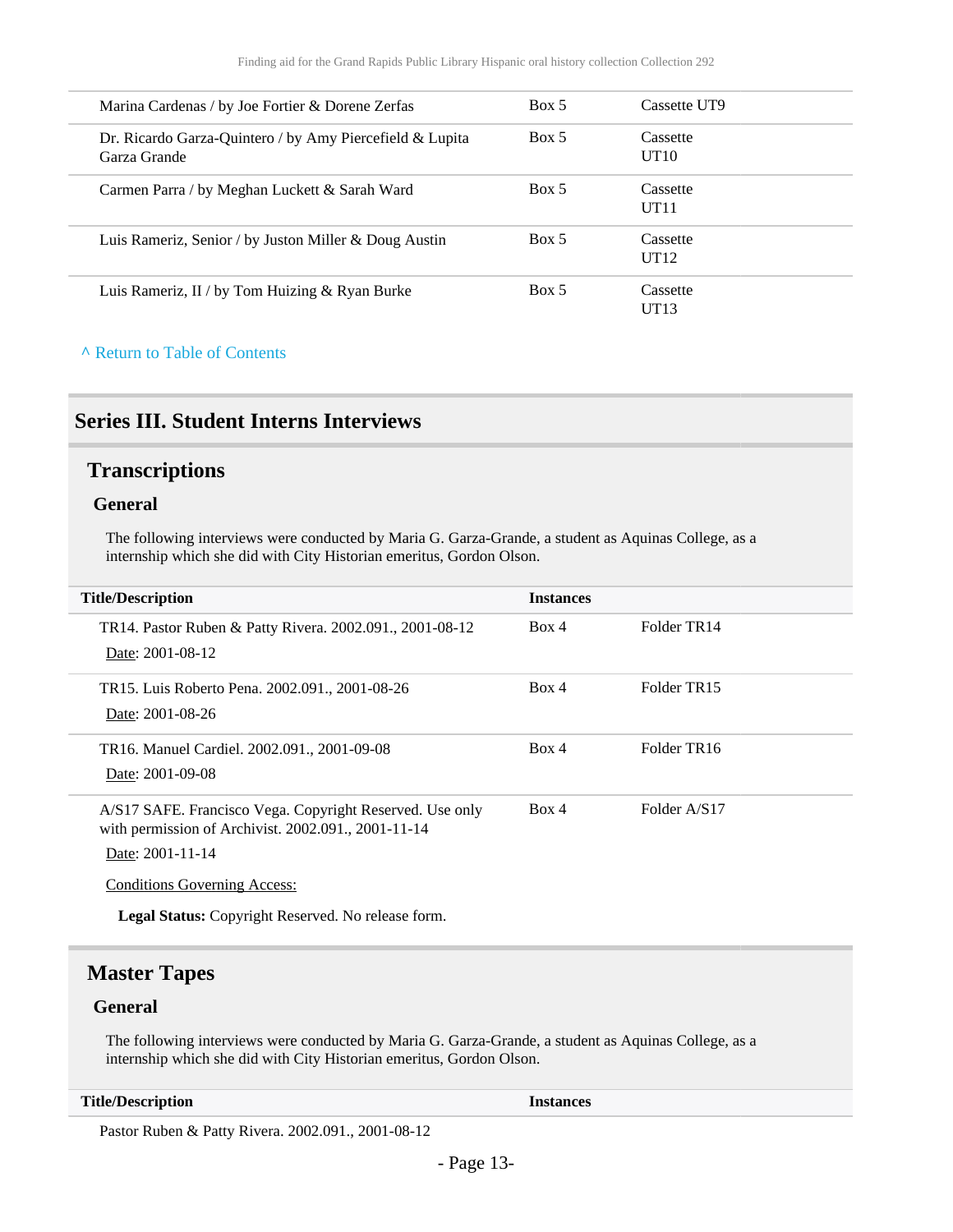| | | |
|---|---|---|
| Marina Cardenas / by Joe Fortier & Dorene Zerfas | Box 5 | Cassette UT9 |
| Dr. Ricardo Garza-Quintero / by Amy Piercefield & Lupita Garza Grande | Box 5 | Cassette UT10 |
| Carmen Parra / by Meghan Luckett & Sarah Ward | Box 5 | Cassette UT11 |
| Luis Rameriz, Senior / by Juston Miller & Doug Austin | Box 5 | Cassette UT12 |
| Luis Rameriz, II / by Tom Huizing & Ryan Burke | Box 5 | Cassette UT13 |

^ Return to Table of Contents

## Series III. Student Interns Interviews

### Transcriptions

#### General

The following interviews were conducted by Maria G. Garza-Grande, a student as Aquinas College, as a internship which she did with City Historian emeritus, Gordon Olson.

| Title/Description | Instances | |
|---|---|---|
| TR14. Pastor Ruben & Patty Rivera. 2002.091., 2001-08-12<br>Date: 2001-08-12 | Box 4 | Folder TR14 |
| TR15. Luis Roberto Pena. 2002.091., 2001-08-26<br>Date: 2001-08-26 | Box 4 | Folder TR15 |
| TR16. Manuel Cardiel. 2002.091., 2001-09-08<br>Date: 2001-09-08 | Box 4 | Folder TR16 |
| A/S17 SAFE. Francisco Vega. Copyright Reserved. Use only with permission of Archivist. 2002.091., 2001-11-14<br>Date: 2001-11-14<br>Conditions Governing Access:<br>**Legal Status:** Copyright Reserved. No release form. | Box 4 | Folder A/S17 |

### Master Tapes

#### General

The following interviews were conducted by Maria G. Garza-Grande, a student as Aquinas College, as a internship which she did with City Historian emeritus, Gordon Olson.

| Title/Description | Instances |
|---|---|
| Pastor Ruben & Patty Rivera. 2002.091., 2001-08-12 | |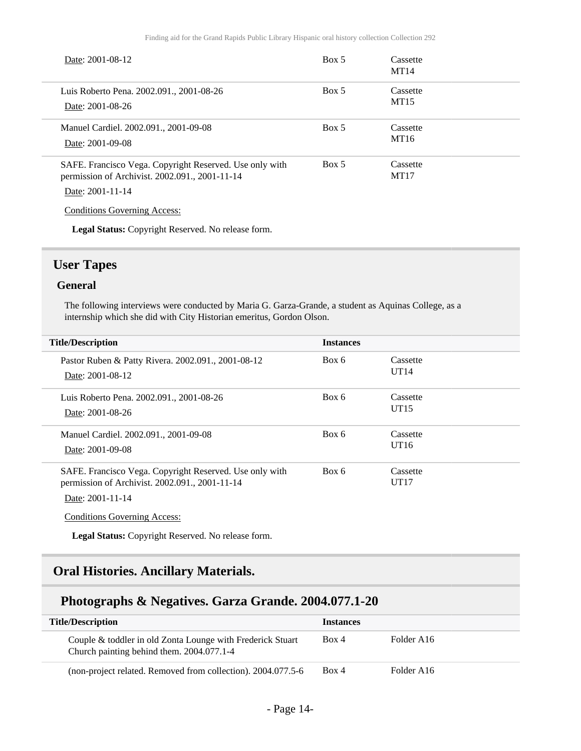| Title/Description | Instances | |
|---|---|---|
| Date: 2001-08-12 | Box 5 | Cassette MT14 |
| Luis Roberto Pena. 2002.091., 2001-08-26<br>Date: 2001-08-26 | Box 5 | Cassette MT15 |
| Manuel Cardiel. 2002.091., 2001-09-08<br>Date: 2001-09-08 | Box 5 | Cassette MT16 |
| SAFE. Francisco Vega. Copyright Reserved. Use only with permission of Archivist. 2002.091., 2001-11-14<br>Date: 2001-11-14<br>Conditions Governing Access:<br>**Legal Status:** Copyright Reserved. No release form. | Box 5 | Cassette MT17 |

## User Tapes

### General

The following interviews were conducted by Maria G. Garza-Grande, a student as Aquinas College, as a internship which she did with City Historian emeritus, Gordon Olson.

| Title/Description | Instances | |
|---|---|---|
| Pastor Ruben & Patty Rivera. 2002.091., 2001-08-12<br>Date: 2001-08-12 | Box 6 | Cassette UT14 |
| Luis Roberto Pena. 2002.091., 2001-08-26<br>Date: 2001-08-26 | Box 6 | Cassette UT15 |
| Manuel Cardiel. 2002.091., 2001-09-08<br>Date: 2001-09-08 | Box 6 | Cassette UT16 |
| SAFE. Francisco Vega. Copyright Reserved. Use only with permission of Archivist. 2002.091., 2001-11-14<br>Date: 2001-11-14<br>Conditions Governing Access:<br>**Legal Status:** Copyright Reserved. No release form. | Box 6 | Cassette UT17 |

## Oral Histories. Ancillary Materials.

## Photographs & Negatives. Garza Grande. 2004.077.1-20

| Title/Description | Instances | |
|---|---|---|
| Couple & toddler in old Zonta Lounge with Frederick Stuart Church painting behind them. 2004.077.1-4 | Box 4 | Folder A16 |
| (non-project related. Removed from collection). 2004.077.5-6 | Box 4 | Folder A16 |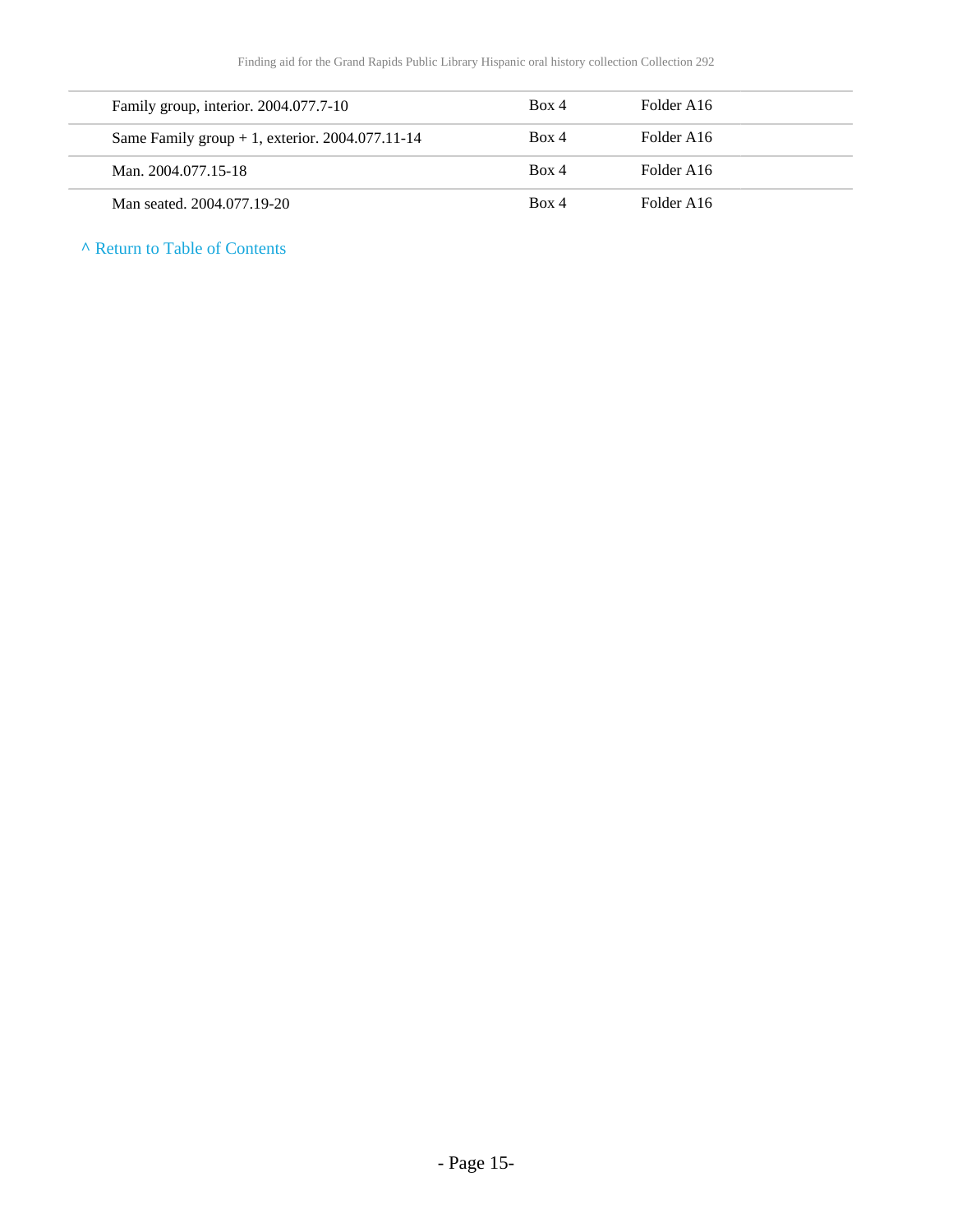| | | |
|---|---|---|
| Family group, interior. 2004.077.7-10 | Box 4 | Folder A16 |
| Same Family group + 1, exterior. 2004.077.11-14 | Box 4 | Folder A16 |
| Man. 2004.077.15-18 | Box 4 | Folder A16 |
| Man seated. 2004.077.19-20 | Box 4 | Folder A16 |

^ Return to Table of Contents